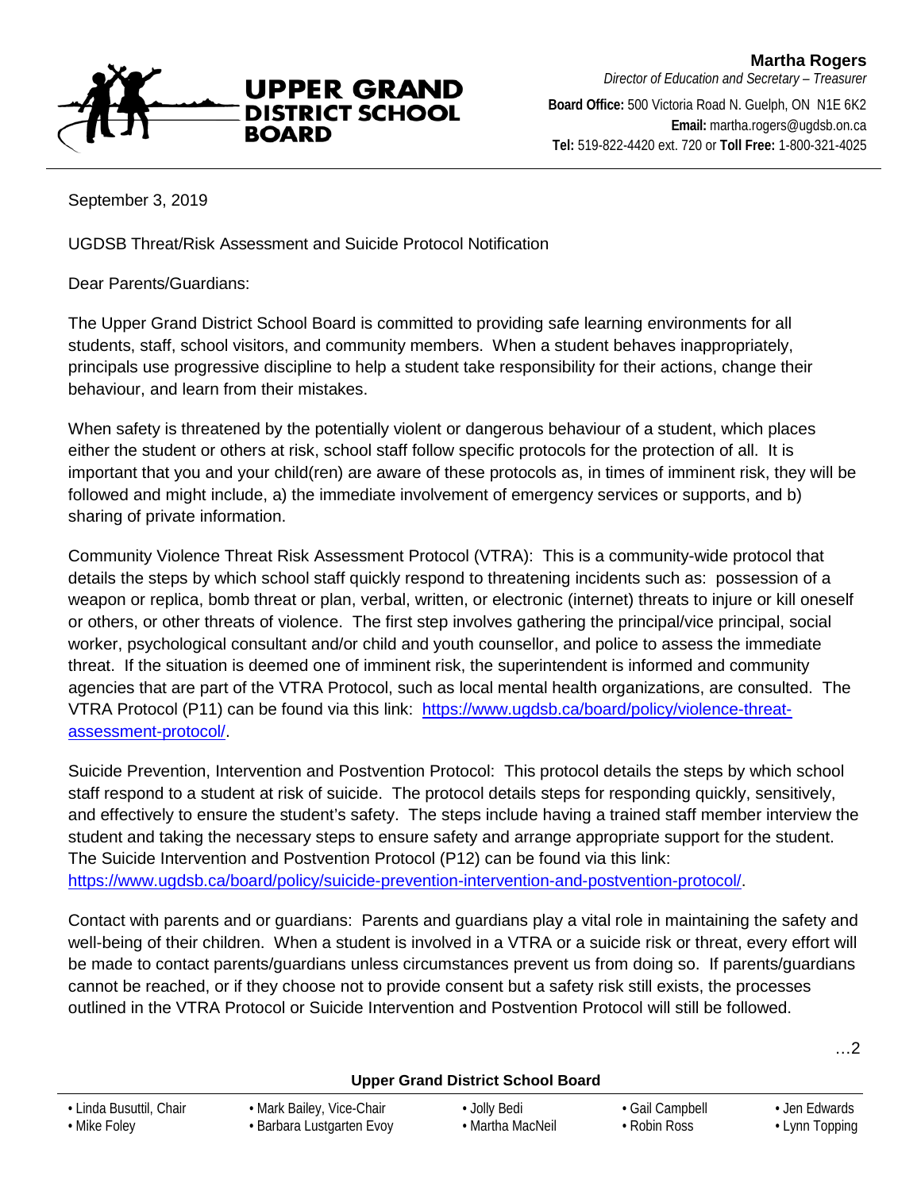**UPPER GRAND DISTRICT SCHOOL BOARD**

**Martha Rogers**
*Director of Education and Secretary – Treasurer*

**Board Office:** 500 Victoria Road N. Guelph, ON N1E 6K2
**Email:** martha.rogers@ugdsb.on.ca
**Tel:** 519-822-4420 ext. 720 or **Toll Free:** 1-800-321-4025

---

September 3, 2019

UGDSB Threat/Risk Assessment and Suicide Protocol Notification

Dear Parents/Guardians:

The Upper Grand District School Board is committed to providing safe learning environments for all students, staff, school visitors, and community members. When a student behaves inappropriately, principals use progressive discipline to help a student take responsibility for their actions, change their behaviour, and learn from their mistakes.

When safety is threatened by the potentially violent or dangerous behaviour of a student, which places either the student or others at risk, school staff follow specific protocols for the protection of all. It is important that you and your child(ren) are aware of these protocols as, in times of imminent risk, they will be followed and might include, a) the immediate involvement of emergency services or supports, and b) sharing of private information.

Community Violence Threat Risk Assessment Protocol (VTRA): This is a community-wide protocol that details the steps by which school staff quickly respond to threatening incidents such as: possession of a weapon or replica, bomb threat or plan, verbal, written, or electronic (internet) threats to injure or kill oneself or others, or other threats of violence. The first step involves gathering the principal/vice principal, social worker, psychological consultant and/or child and youth counsellor, and police to assess the immediate threat. If the situation is deemed one of imminent risk, the superintendent is informed and community agencies that are part of the VTRA Protocol, such as local mental health organizations, are consulted. The VTRA Protocol (P11) can be found via this link: [https://www.ugdsb.ca/board/policy/violence-threat-assessment-protocol/](https://www.ugdsb.ca/board/policy/violence-threat-assessment-protocol/).

Suicide Prevention, Intervention and Postvention Protocol: This protocol details the steps by which school staff respond to a student at risk of suicide. The protocol details steps for responding quickly, sensitively, and effectively to ensure the student's safety. The steps include having a trained staff member interview the student and taking the necessary steps to ensure safety and arrange appropriate support for the student. The Suicide Intervention and Postvention Protocol (P12) can be found via this link: [https://www.ugdsb.ca/board/policy/suicide-prevention-intervention-and-postvention-protocol/](https://www.ugdsb.ca/board/policy/suicide-prevention-intervention-and-postvention-protocol/).

Contact with parents and or guardians: Parents and guardians play a vital role in maintaining the safety and well-being of their children. When a student is involved in a VTRA or a suicide risk or threat, every effort will be made to contact parents/guardians unless circumstances prevent us from doing so. If parents/guardians cannot be reached, or if they choose not to provide consent but a safety risk still exists, the processes outlined in the VTRA Protocol or Suicide Intervention and Postvention Protocol will still be followed.

…2

**Upper Grand District School Board**

- Linda Busuttil, Chair
- Mark Bailey, Vice-Chair
- Jolly Bedi
- Gail Campbell
- Jen Edwards
- Mike Foley
- Barbara Lustgarten Evoy
- Martha MacNeil
- Robin Ross
- Lynn Topping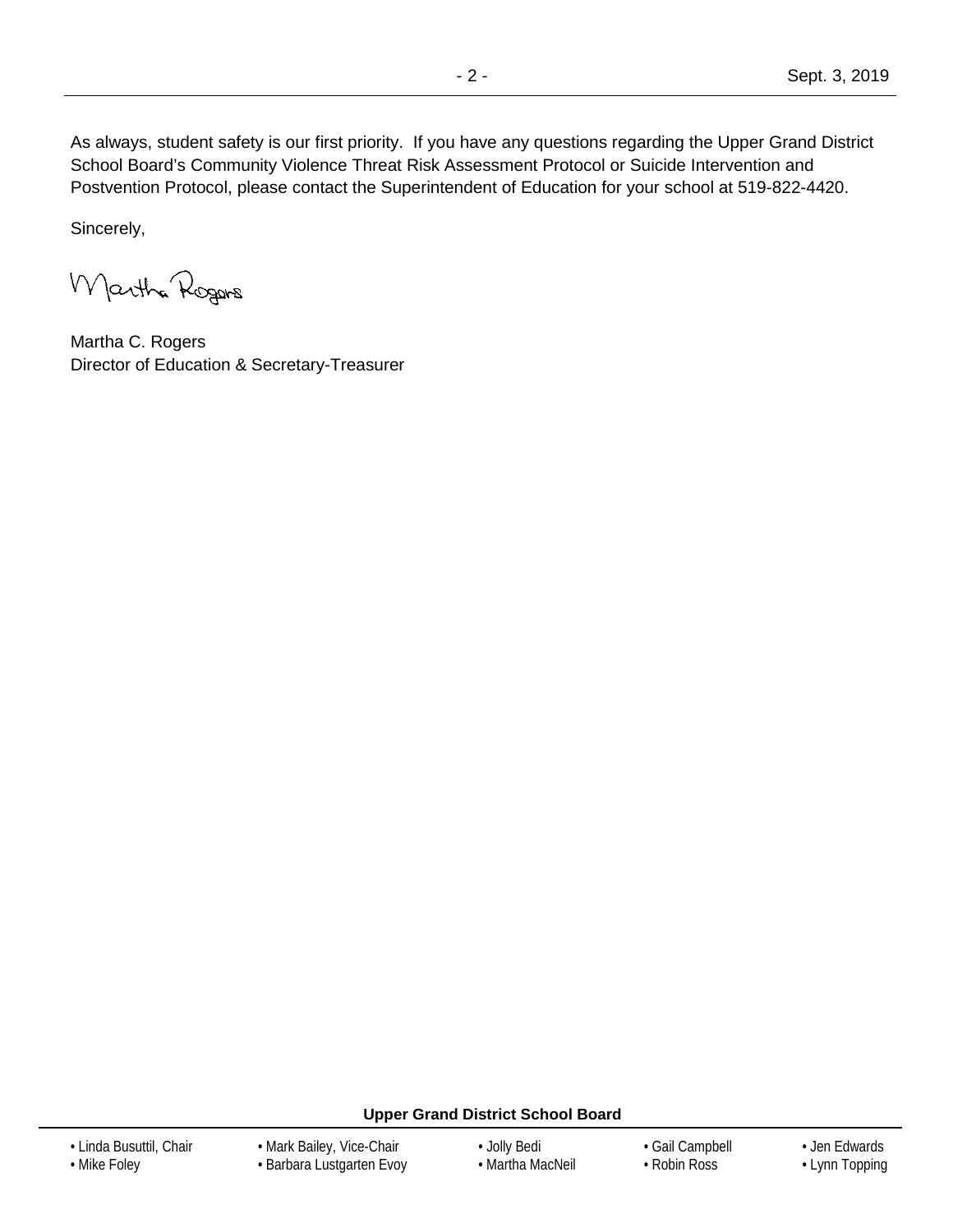As always, student safety is our first priority. If you have any questions regarding the Upper Grand District School Board's Community Violence Threat Risk Assessment Protocol or Suicide Intervention and Postvention Protocol, please contact the Superintendent of Education for your school at 519-822-4420.

Sincerely,

Martha Rogers

Martha C. Rogers
Director of Education & Secretary-Treasurer

**Upper Grand District School Board**

- Linda Busuttil, Chair
- Mark Bailey, Vice-Chair
- Jolly Bedi
- Gail Campbell
- Jen Edwards
- Mike Foley
- Barbara Lustgarten Evoy
- Martha MacNeil
- Robin Ross
- Lynn Topping